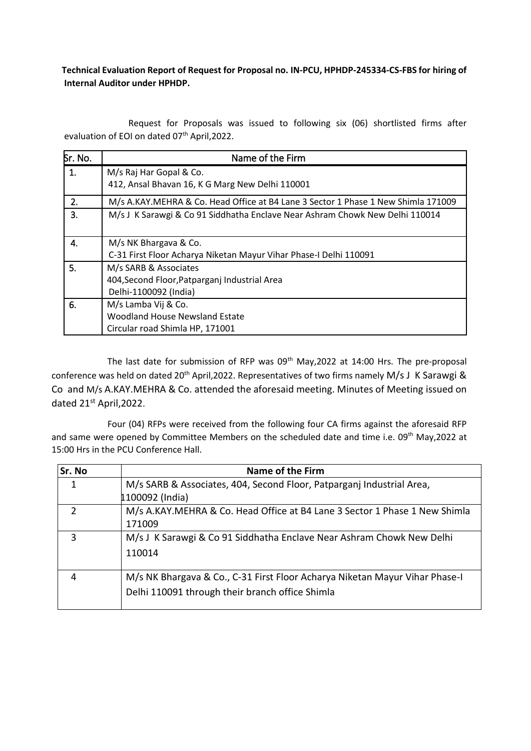**Technical Evaluation Report of Request for Proposal no. IN-PCU, HPHDP-245334-CS-FBS for hiring of Internal Auditor under HPHDP.**

Request for Proposals was issued to following six (06) shortlisted firms after evaluation of EOI on dated 07th April,2022.

| Sr. No. | Name of the Firm |
|---|---|
| 1. | M/s Raj Har Gopal & Co.<br>412, Ansal Bhavan 16, K G Marg New Delhi 110001 |
| 2. | M/s A.KAY.MEHRA & Co. Head Office at B4 Lane 3 Sector 1 Phase 1 New Shimla 171009 |
| 3. | M/s J K Sarawgi & Co 91 Siddhatha Enclave Near Ashram Chowk New Delhi 110014 |
| 4. | M/s NK Bhargava & Co.<br>C-31 First Floor Acharya Niketan Mayur Vihar Phase-I Delhi 110091 |
| 5. | M/s SARB & Associates<br>404,Second Floor,Patparganj Industrial Area<br>Delhi-1100092 (India) |
| 6. | M/s Lamba Vij & Co.<br>Woodland House Newsland Estate<br>Circular road Shimla HP, 171001 |

The last date for submission of RFP was 09th May,2022 at 14:00 Hrs. The pre-proposal conference was held on dated 20th April,2022. Representatives of two firms namely M/s J K Sarawgi & Co and M/s A.KAY.MEHRA & Co. attended the aforesaid meeting. Minutes of Meeting issued on dated 21st April,2022.

Four (04) RFPs were received from the following four CA firms against the aforesaid RFP and same were opened by Committee Members on the scheduled date and time i.e. 09th May,2022 at 15:00 Hrs in the PCU Conference Hall.

| Sr. No | Name of the Firm |
|---|---|
| 1 | M/s SARB & Associates, 404, Second Floor, Patparganj Industrial Area, 1100092 (India) |
| 2 | M/s A.KAY.MEHRA & Co. Head Office at B4 Lane 3 Sector 1 Phase 1 New Shimla 171009 |
| 3 | M/s J K Sarawgi & Co 91 Siddhatha Enclave Near Ashram Chowk New Delhi 110014 |
| 4 | M/s NK Bhargava & Co., C-31 First Floor Acharya Niketan Mayur Vihar Phase-I Delhi 110091 through their branch office Shimla |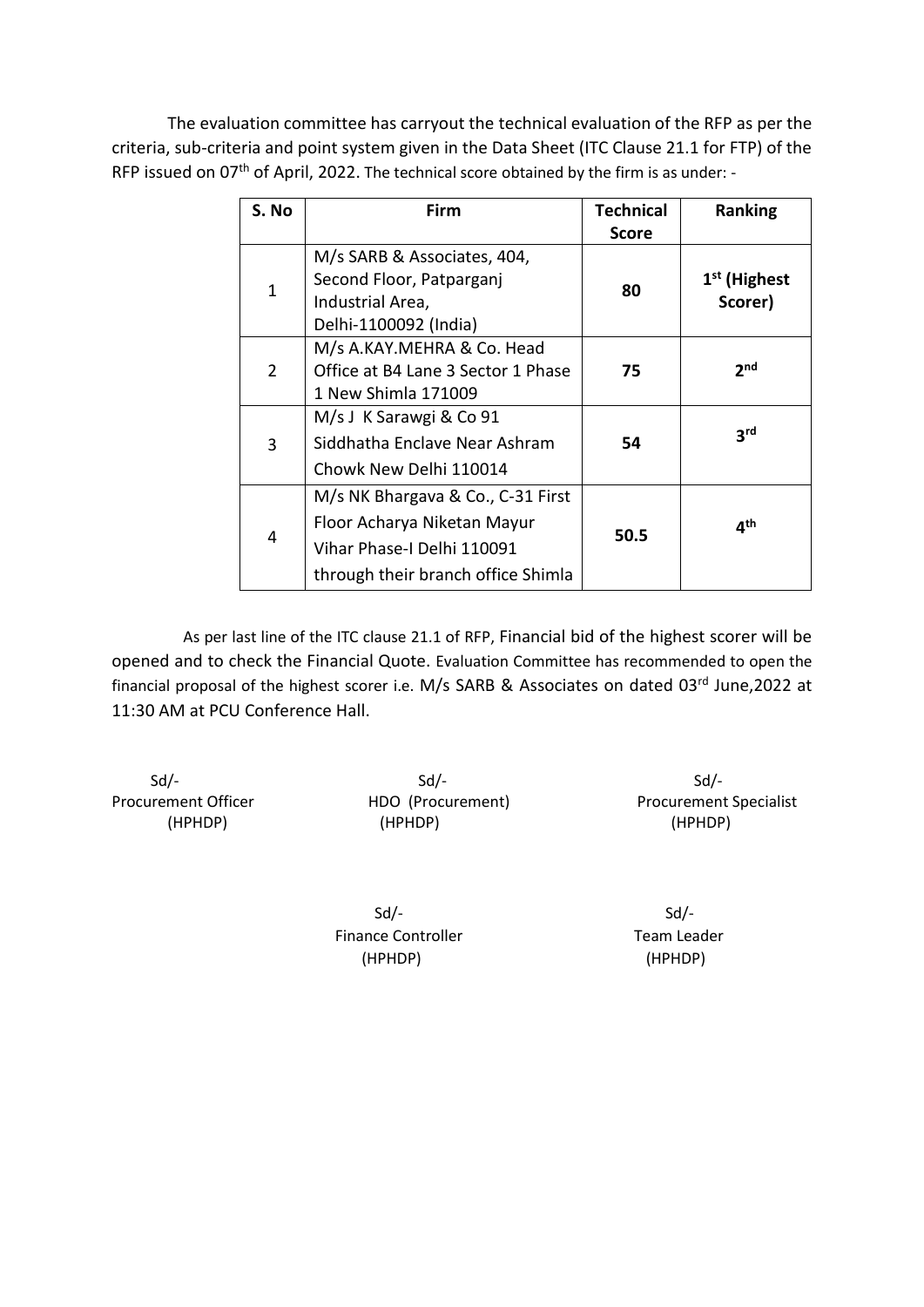The evaluation committee has carryout the technical evaluation of the RFP as per the criteria, sub-criteria and point system given in the Data Sheet (ITC Clause 21.1 for FTP) of the RFP issued on 07th of April, 2022. The technical score obtained by the firm is as under: -

| S. No | Firm | Technical Score | Ranking |
|---|---|---|---|
| 1 | M/s SARB & Associates, 404, Second Floor, Patparganj Industrial Area, Delhi-1100092 (India) | **80** | **1st (Highest Scorer)** |
| 2 | M/s A.KAY.MEHRA & Co. Head Office at B4 Lane 3 Sector 1 Phase 1 New Shimla 171009 | **75** | **2nd** |
| 3 | M/s J K Sarawgi & Co 91 Siddhatha Enclave Near Ashram Chowk New Delhi 110014 | **54** | **3rd** |
| 4 | M/s NK Bhargava & Co., C-31 First Floor Acharya Niketan Mayur Vihar Phase-I Delhi 110091 through their branch office Shimla | **50.5** | **4th** |

As per last line of the ITC clause 21.1 of RFP, Financial bid of the highest scorer will be opened and to check the Financial Quote. Evaluation Committee has recommended to open the financial proposal of the highest scorer i.e. M/s SARB & Associates on dated 03rd June,2022 at 11:30 AM at PCU Conference Hall.

Sd/-
Procurement Officer
(HPHDP)

Sd/-
HDO (Procurement)
(HPHDP)

Sd/-
Procurement Specialist
(HPHDP)

Sd/-
Finance Controller
(HPHDP)

Sd/-
Team Leader
(HPHDP)